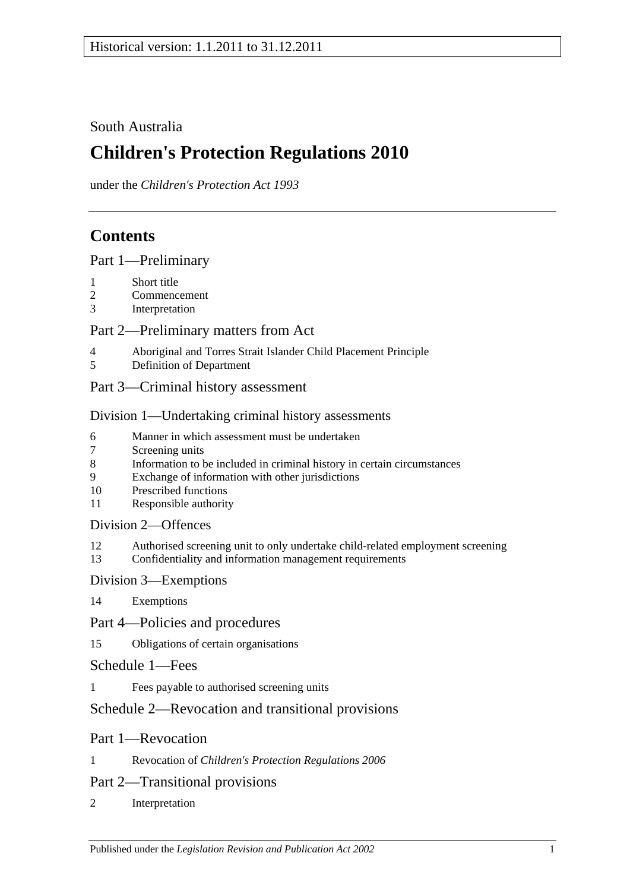Historical version: 1.1.2011 to 31.12.2011

South Australia

# Children's Protection Regulations 2010

under the *Children's Protection Act 1993*

## Contents

### Part 1—Preliminary

1 Short title
2 Commencement
3 Interpretation

### Part 2—Preliminary matters from Act

4 Aboriginal and Torres Strait Islander Child Placement Principle
5 Definition of Department

### Part 3—Criminal history assessment

#### Division 1—Undertaking criminal history assessments

6 Manner in which assessment must be undertaken
7 Screening units
8 Information to be included in criminal history in certain circumstances
9 Exchange of information with other jurisdictions
10 Prescribed functions
11 Responsible authority

#### Division 2—Offences

12 Authorised screening unit to only undertake child-related employment screening
13 Confidentiality and information management requirements

#### Division 3—Exemptions

14 Exemptions

### Part 4—Policies and procedures

15 Obligations of certain organisations

### Schedule 1—Fees

1 Fees payable to authorised screening units

### Schedule 2—Revocation and transitional provisions

### Part 1—Revocation

1 Revocation of *Children's Protection Regulations 2006*

### Part 2—Transitional provisions

2 Interpretation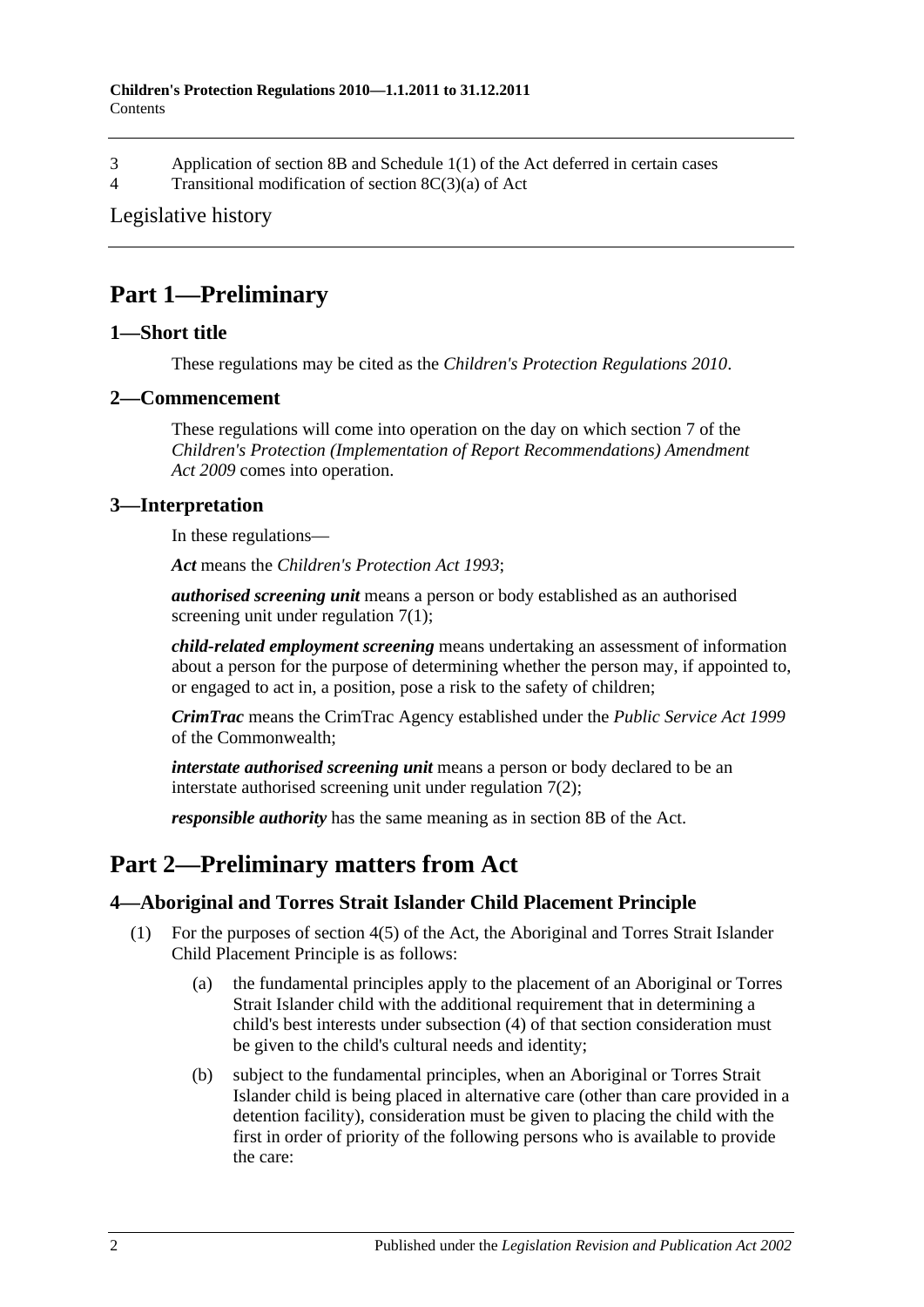3 Application of section 8B and Schedule 1(1) of the Act deferred in certain cases

4 Transitional modification of section 8C(3)(a) of Act

Legislative history

# Part 1—Preliminary

## 1—Short title

These regulations may be cited as the *Children's Protection Regulations 2010*.

## 2—Commencement

These regulations will come into operation on the day on which section 7 of the *Children's Protection (Implementation of Report Recommendations) Amendment Act 2009* comes into operation.

## 3—Interpretation

In these regulations—

***Act*** means the *Children's Protection Act 1993*;

***authorised screening unit*** means a person or body established as an authorised screening unit under regulation 7(1);

***child-related employment screening*** means undertaking an assessment of information about a person for the purpose of determining whether the person may, if appointed to, or engaged to act in, a position, pose a risk to the safety of children;

***CrimTrac*** means the CrimTrac Agency established under the *Public Service Act 1999* of the Commonwealth;

***interstate authorised screening unit*** means a person or body declared to be an interstate authorised screening unit under regulation 7(2);

***responsible authority*** has the same meaning as in section 8B of the Act.

# Part 2—Preliminary matters from Act

## 4—Aboriginal and Torres Strait Islander Child Placement Principle

(1) For the purposes of section 4(5) of the Act, the Aboriginal and Torres Strait Islander Child Placement Principle is as follows:

(a) the fundamental principles apply to the placement of an Aboriginal or Torres Strait Islander child with the additional requirement that in determining a child's best interests under subsection (4) of that section consideration must be given to the child's cultural needs and identity;

(b) subject to the fundamental principles, when an Aboriginal or Torres Strait Islander child is being placed in alternative care (other than care provided in a detention facility), consideration must be given to placing the child with the first in order of priority of the following persons who is available to provide the care: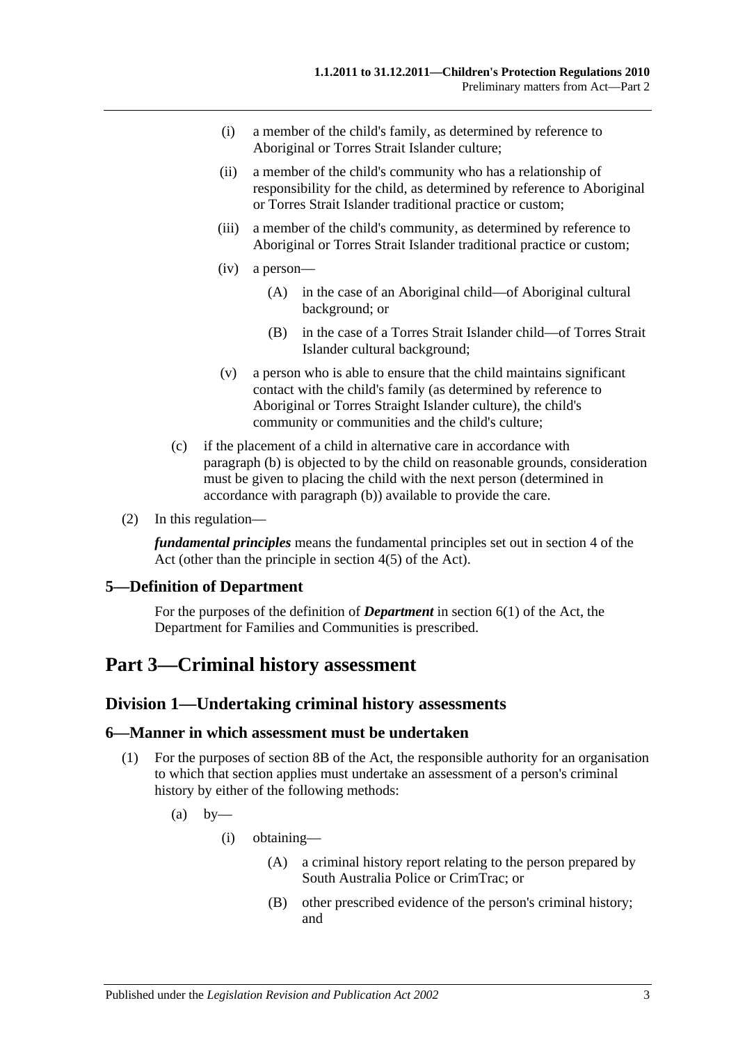(i) a member of the child's family, as determined by reference to Aboriginal or Torres Strait Islander culture;

(ii) a member of the child's community who has a relationship of responsibility for the child, as determined by reference to Aboriginal or Torres Strait Islander traditional practice or custom;

(iii) a member of the child's community, as determined by reference to Aboriginal or Torres Strait Islander traditional practice or custom;

(iv) a person—

(A) in the case of an Aboriginal child—of Aboriginal cultural background; or

(B) in the case of a Torres Strait Islander child—of Torres Strait Islander cultural background;

(v) a person who is able to ensure that the child maintains significant contact with the child's family (as determined by reference to Aboriginal or Torres Straight Islander culture), the child's community or communities and the child's culture;

(c) if the placement of a child in alternative care in accordance with paragraph (b) is objected to by the child on reasonable grounds, consideration must be given to placing the child with the next person (determined in accordance with paragraph (b)) available to provide the care.

(2) In this regulation—

***fundamental principles*** means the fundamental principles set out in section 4 of the Act (other than the principle in section 4(5) of the Act).

### 5—Definition of Department

For the purposes of the definition of ***Department*** in section 6(1) of the Act, the Department for Families and Communities is prescribed.

# Part 3—Criminal history assessment

## Division 1—Undertaking criminal history assessments

### 6—Manner in which assessment must be undertaken

(1) For the purposes of section 8B of the Act, the responsible authority for an organisation to which that section applies must undertake an assessment of a person's criminal history by either of the following methods:

(a) by—

(i) obtaining—

(A) a criminal history report relating to the person prepared by South Australia Police or CrimTrac; or

(B) other prescribed evidence of the person's criminal history; and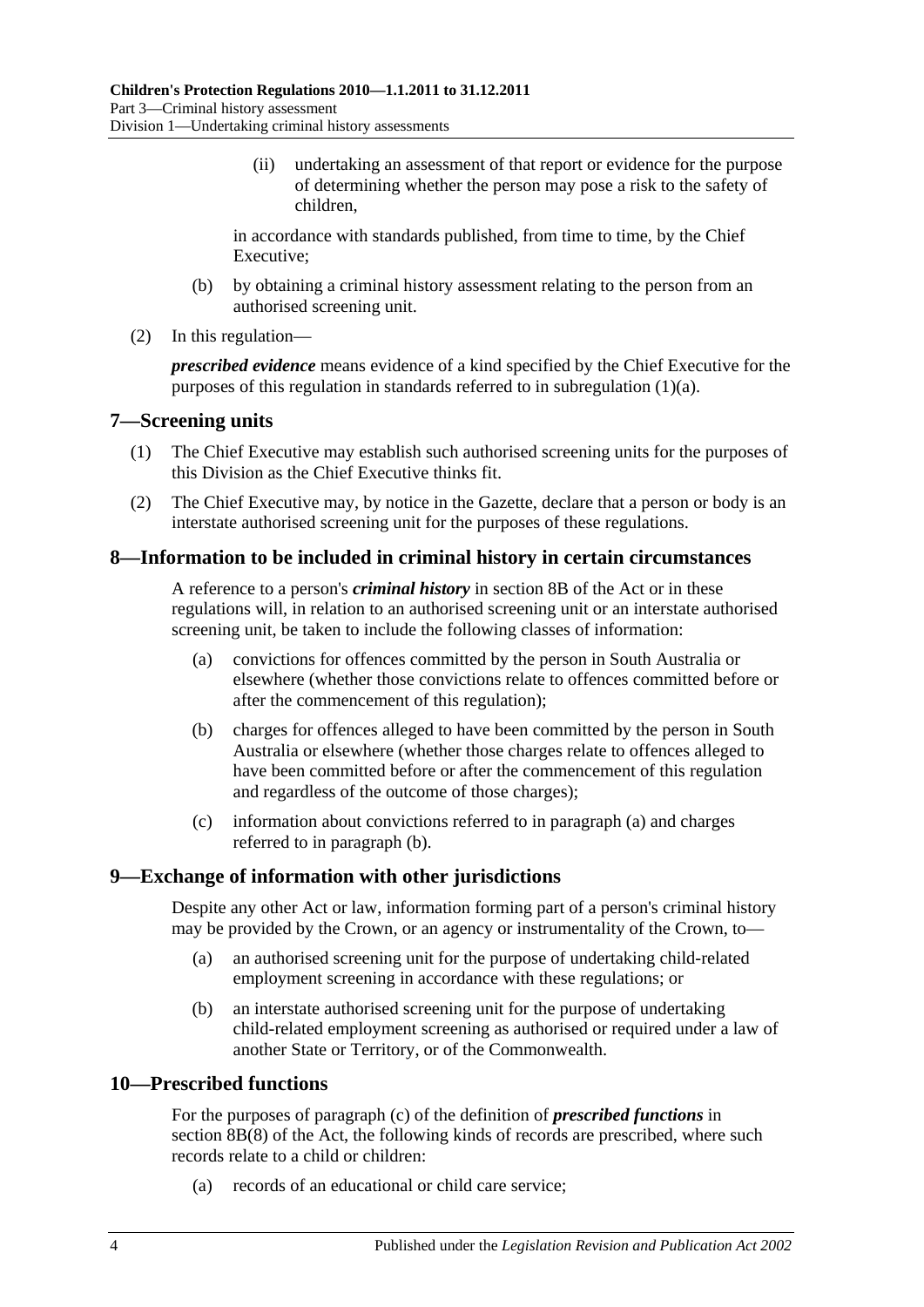(ii) undertaking an assessment of that report or evidence for the purpose of determining whether the person may pose a risk to the safety of children,

in accordance with standards published, from time to time, by the Chief Executive;

(b) by obtaining a criminal history assessment relating to the person from an authorised screening unit.

(2) In this regulation—

***prescribed evidence*** means evidence of a kind specified by the Chief Executive for the purposes of this regulation in standards referred to in subregulation (1)(a).

## 7—Screening units

(1) The Chief Executive may establish such authorised screening units for the purposes of this Division as the Chief Executive thinks fit.

(2) The Chief Executive may, by notice in the Gazette, declare that a person or body is an interstate authorised screening unit for the purposes of these regulations.

## 8—Information to be included in criminal history in certain circumstances

A reference to a person's ***criminal history*** in section 8B of the Act or in these regulations will, in relation to an authorised screening unit or an interstate authorised screening unit, be taken to include the following classes of information:

(a) convictions for offences committed by the person in South Australia or elsewhere (whether those convictions relate to offences committed before or after the commencement of this regulation);

(b) charges for offences alleged to have been committed by the person in South Australia or elsewhere (whether those charges relate to offences alleged to have been committed before or after the commencement of this regulation and regardless of the outcome of those charges);

(c) information about convictions referred to in paragraph (a) and charges referred to in paragraph (b).

## 9—Exchange of information with other jurisdictions

Despite any other Act or law, information forming part of a person's criminal history may be provided by the Crown, or an agency or instrumentality of the Crown, to—

(a) an authorised screening unit for the purpose of undertaking child-related employment screening in accordance with these regulations; or

(b) an interstate authorised screening unit for the purpose of undertaking child-related employment screening as authorised or required under a law of another State or Territory, or of the Commonwealth.

## 10—Prescribed functions

For the purposes of paragraph (c) of the definition of ***prescribed functions*** in section 8B(8) of the Act, the following kinds of records are prescribed, where such records relate to a child or children:

(a) records of an educational or child care service;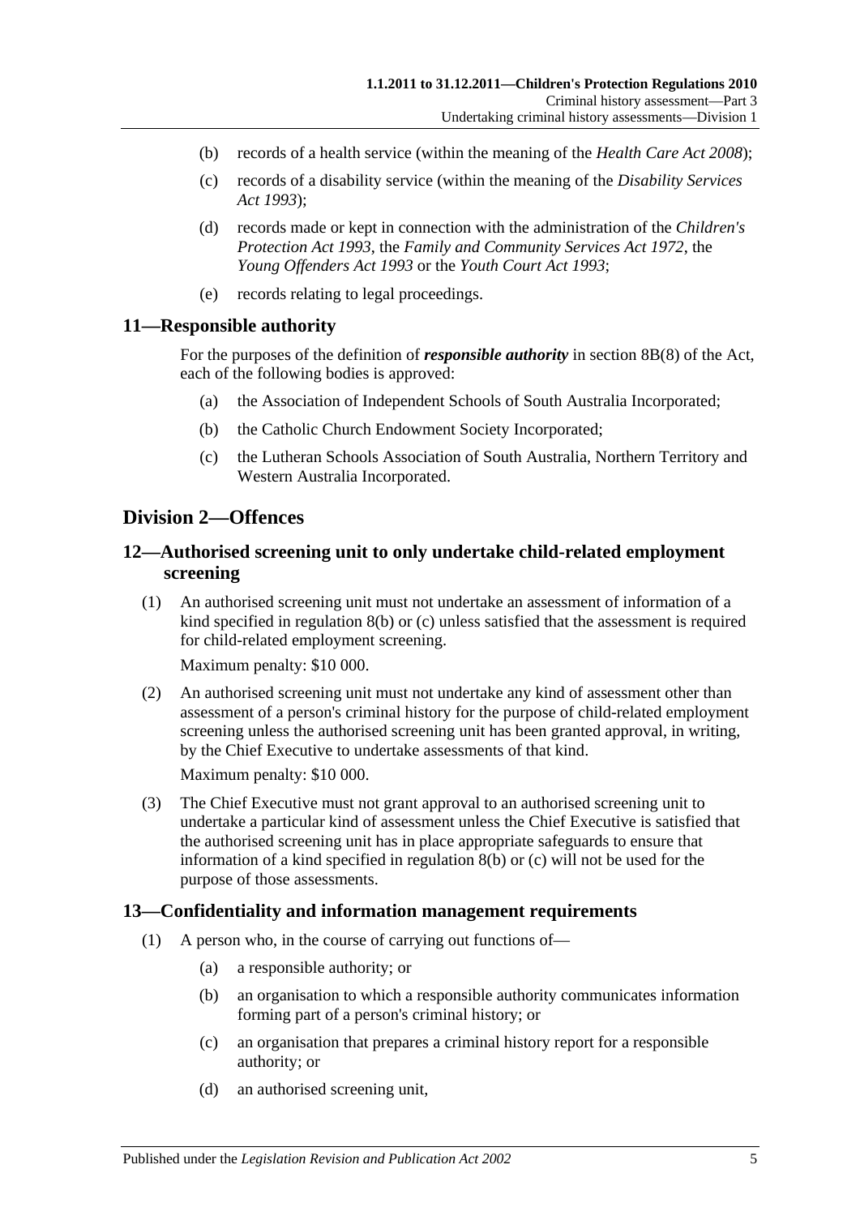(b) records of a health service (within the meaning of the *Health Care Act 2008*);

(c) records of a disability service (within the meaning of the *Disability Services Act 1993*);

(d) records made or kept in connection with the administration of the *Children's Protection Act 1993*, the *Family and Community Services Act 1972*, the *Young Offenders Act 1993* or the *Youth Court Act 1993*;

(e) records relating to legal proceedings.

## 11—Responsible authority

For the purposes of the definition of ***responsible authority*** in section 8B(8) of the Act, each of the following bodies is approved:

(a) the Association of Independent Schools of South Australia Incorporated;

(b) the Catholic Church Endowment Society Incorporated;

(c) the Lutheran Schools Association of South Australia, Northern Territory and Western Australia Incorporated.

# Division 2—Offences

## 12—Authorised screening unit to only undertake child-related employment screening

(1) An authorised screening unit must not undertake an assessment of information of a kind specified in regulation 8(b) or (c) unless satisfied that the assessment is required for child-related employment screening.

Maximum penalty: $10 000.

(2) An authorised screening unit must not undertake any kind of assessment other than assessment of a person's criminal history for the purpose of child-related employment screening unless the authorised screening unit has been granted approval, in writing, by the Chief Executive to undertake assessments of that kind.

Maximum penalty: $10 000.

(3) The Chief Executive must not grant approval to an authorised screening unit to undertake a particular kind of assessment unless the Chief Executive is satisfied that the authorised screening unit has in place appropriate safeguards to ensure that information of a kind specified in regulation 8(b) or (c) will not be used for the purpose of those assessments.

## 13—Confidentiality and information management requirements

(1) A person who, in the course of carrying out functions of—

(a) a responsible authority; or

(b) an organisation to which a responsible authority communicates information forming part of a person's criminal history; or

(c) an organisation that prepares a criminal history report for a responsible authority; or

(d) an authorised screening unit,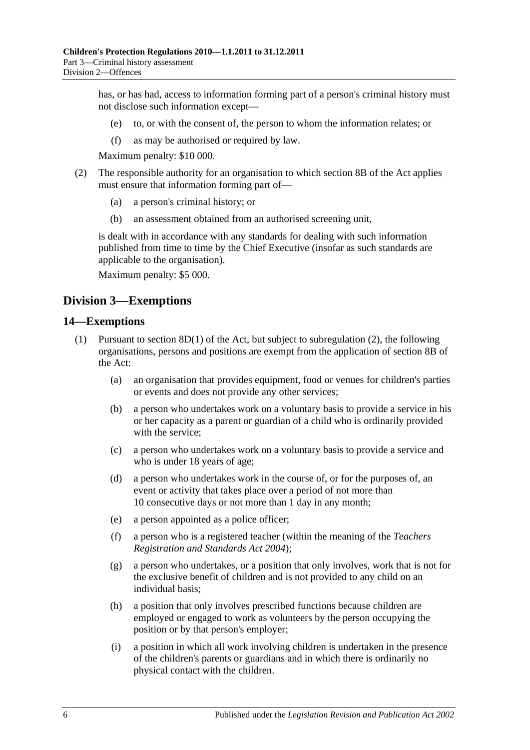has, or has had, access to information forming part of a person's criminal history must not disclose such information except—

(e) to, or with the consent of, the person to whom the information relates; or

(f) as may be authorised or required by law.

Maximum penalty: $10 000.

(2) The responsible authority for an organisation to which section 8B of the Act applies must ensure that information forming part of—

(a) a person's criminal history; or

(b) an assessment obtained from an authorised screening unit,

is dealt with in accordance with any standards for dealing with such information published from time to time by the Chief Executive (insofar as such standards are applicable to the organisation).

Maximum penalty: $5 000.

## Division 3—Exemptions

### 14—Exemptions

(1) Pursuant to section 8D(1) of the Act, but subject to subregulation (2), the following organisations, persons and positions are exempt from the application of section 8B of the Act:

(a) an organisation that provides equipment, food or venues for children's parties or events and does not provide any other services;

(b) a person who undertakes work on a voluntary basis to provide a service in his or her capacity as a parent or guardian of a child who is ordinarily provided with the service;

(c) a person who undertakes work on a voluntary basis to provide a service and who is under 18 years of age;

(d) a person who undertakes work in the course of, or for the purposes of, an event or activity that takes place over a period of not more than 10 consecutive days or not more than 1 day in any month;

(e) a person appointed as a police officer;

(f) a person who is a registered teacher (within the meaning of the *Teachers Registration and Standards Act 2004*);

(g) a person who undertakes, or a position that only involves, work that is not for the exclusive benefit of children and is not provided to any child on an individual basis;

(h) a position that only involves prescribed functions because children are employed or engaged to work as volunteers by the person occupying the position or by that person's employer;

(i) a position in which all work involving children is undertaken in the presence of the children's parents or guardians and in which there is ordinarily no physical contact with the children.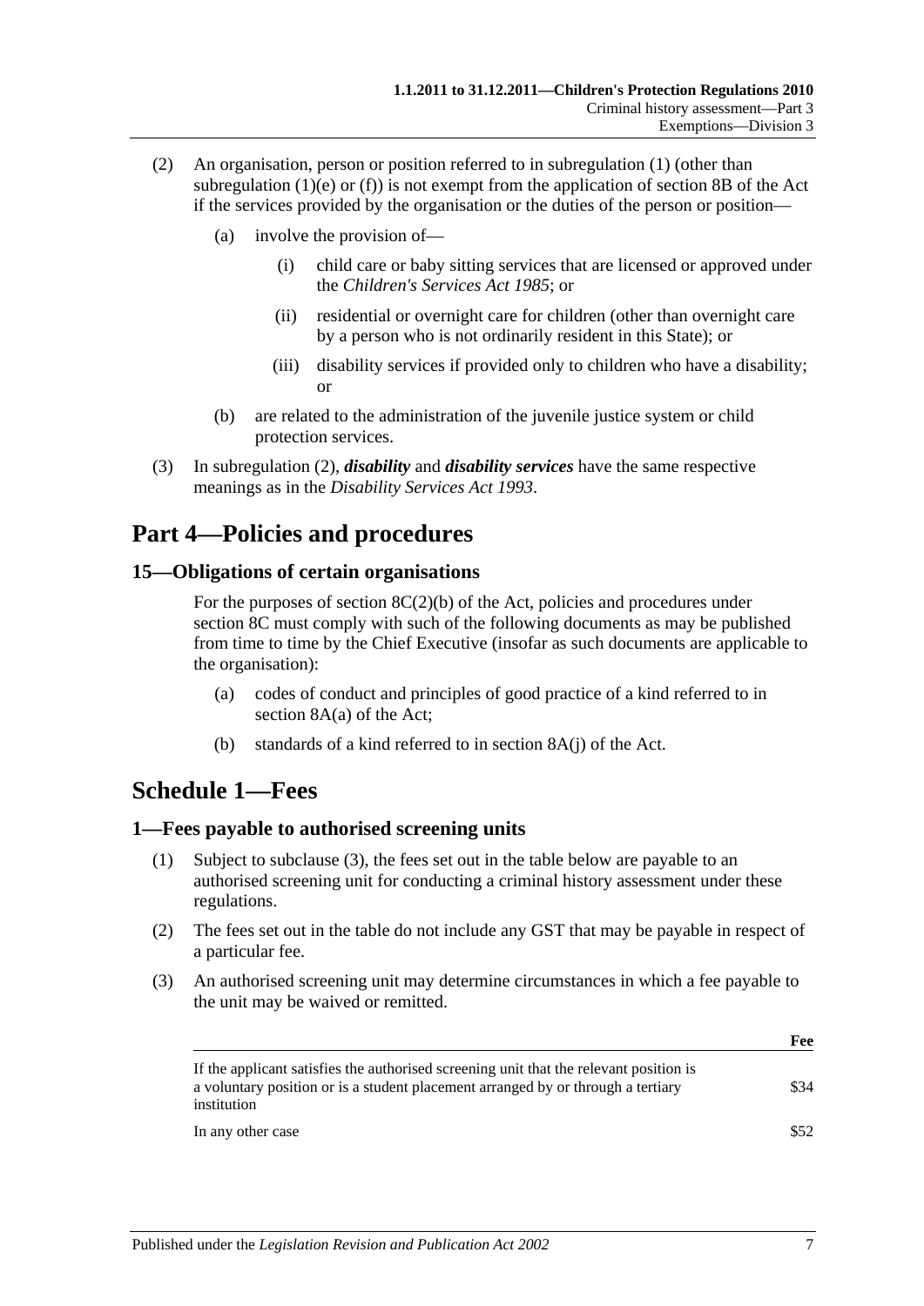(2) An organisation, person or position referred to in subregulation (1) (other than subregulation (1)(e) or (f)) is not exempt from the application of section 8B of the Act if the services provided by the organisation or the duties of the person or position—

   (a) involve the provision of—

      (i) child care or baby sitting services that are licensed or approved under the *Children's Services Act 1985*; or

      (ii) residential or overnight care for children (other than overnight care by a person who is not ordinarily resident in this State); or

      (iii) disability services if provided only to children who have a disability; or

   (b) are related to the administration of the juvenile justice system or child protection services.

(3) In subregulation (2), ***disability*** and ***disability services*** have the same respective meanings as in the *Disability Services Act 1993*.

# Part 4—Policies and procedures

## 15—Obligations of certain organisations

For the purposes of section 8C(2)(b) of the Act, policies and procedures under section 8C must comply with such of the following documents as may be published from time to time by the Chief Executive (insofar as such documents are applicable to the organisation):

(a) codes of conduct and principles of good practice of a kind referred to in section 8A(a) of the Act;

(b) standards of a kind referred to in section 8A(j) of the Act.

# Schedule 1—Fees

## 1—Fees payable to authorised screening units

(1) Subject to subclause (3), the fees set out in the table below are payable to an authorised screening unit for conducting a criminal history assessment under these regulations.

(2) The fees set out in the table do not include any GST that may be payable in respect of a particular fee.

(3) An authorised screening unit may determine circumstances in which a fee payable to the unit may be waived or remitted.

| | **Fee** |
|---|---|
| If the applicant satisfies the authorised screening unit that the relevant position is a voluntary position or is a student placement arranged by or through a tertiary institution | $34 |
| In any other case | $52 |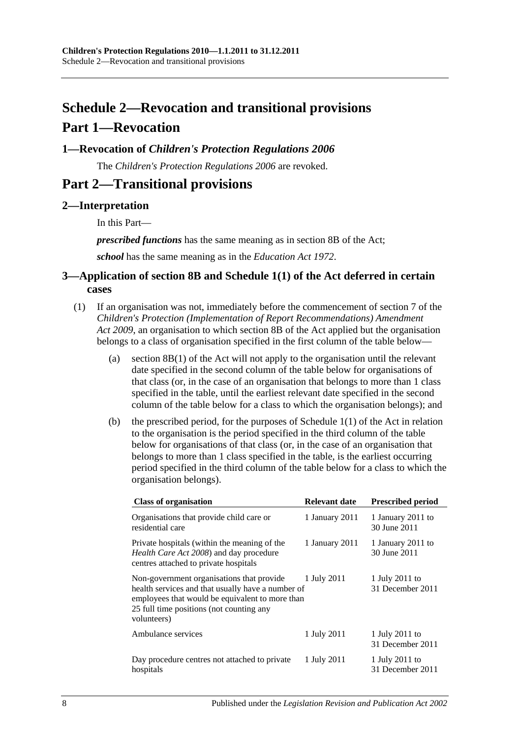# Schedule 2—Revocation and transitional provisions

## Part 1—Revocation

### 1—Revocation of *Children's Protection Regulations 2006*

The *Children's Protection Regulations 2006* are revoked.

## Part 2—Transitional provisions

### 2—Interpretation

In this Part—

***prescribed functions*** has the same meaning as in section 8B of the Act;

***school*** has the same meaning as in the *Education Act 1972*.

### 3—Application of section 8B and Schedule 1(1) of the Act deferred in certain cases

(1) If an organisation was not, immediately before the commencement of section 7 of the *Children's Protection (Implementation of Report Recommendations) Amendment Act 2009*, an organisation to which section 8B of the Act applied but the organisation belongs to a class of organisation specified in the first column of the table below—

(a) section 8B(1) of the Act will not apply to the organisation until the relevant date specified in the second column of the table below for organisations of that class (or, in the case of an organisation that belongs to more than 1 class specified in the table, until the earliest relevant date specified in the second column of the table below for a class to which the organisation belongs); and

(b) the prescribed period, for the purposes of Schedule 1(1) of the Act in relation to the organisation is the period specified in the third column of the table below for organisations of that class (or, in the case of an organisation that belongs to more than 1 class specified in the table, is the earliest occurring period specified in the third column of the table below for a class to which the organisation belongs).

| Class of organisation | Relevant date | Prescribed period |
|---|---|---|
| Organisations that provide child care or residential care | 1 January 2011 | 1 January 2011 to 30 June 2011 |
| Private hospitals (within the meaning of the *Health Care Act 2008*) and day procedure centres attached to private hospitals | 1 January 2011 | 1 January 2011 to 30 June 2011 |
| Non-government organisations that provide health services and that usually have a number of employees that would be equivalent to more than 25 full time positions (not counting any volunteers) | 1 July 2011 | 1 July 2011 to 31 December 2011 |
| Ambulance services | 1 July 2011 | 1 July 2011 to 31 December 2011 |
| Day procedure centres not attached to private hospitals | 1 July 2011 | 1 July 2011 to 31 December 2011 |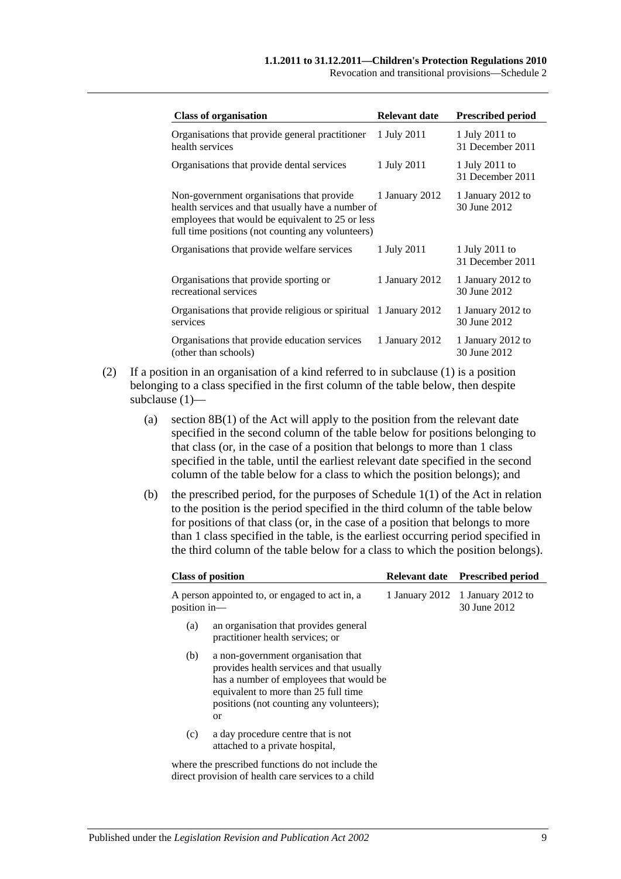| Class of organisation | Relevant date | Prescribed period |
|---|---|---|
| Organisations that provide general practitioner health services | 1 July 2011 | 1 July 2011 to 31 December 2011 |
| Organisations that provide dental services | 1 July 2011 | 1 July 2011 to 31 December 2011 |
| Non-government organisations that provide health services and that usually have a number of employees that would be equivalent to 25 or less full time positions (not counting any volunteers) | 1 January 2012 | 1 January 2012 to 30 June 2012 |
| Organisations that provide welfare services | 1 July 2011 | 1 July 2011 to 31 December 2011 |
| Organisations that provide sporting or recreational services | 1 January 2012 | 1 January 2012 to 30 June 2012 |
| Organisations that provide religious or spiritual services | 1 January 2012 | 1 January 2012 to 30 June 2012 |
| Organisations that provide education services (other than schools) | 1 January 2012 | 1 January 2012 to 30 June 2012 |

(2) If a position in an organisation of a kind referred to in subclause (1) is a position belonging to a class specified in the first column of the table below, then despite subclause (1)—

(a) section 8B(1) of the Act will apply to the position from the relevant date specified in the second column of the table below for positions belonging to that class (or, in the case of a position that belongs to more than 1 class specified in the table, until the earliest relevant date specified in the second column of the table below for a class to which the position belongs); and

(b) the prescribed period, for the purposes of Schedule 1(1) of the Act in relation to the position is the period specified in the third column of the table below for positions of that class (or, in the case of a position that belongs to more than 1 class specified in the table, is the earliest occurring period specified in the third column of the table below for a class to which the position belongs).

| Class of position | Relevant date | Prescribed period |
|---|---|---|
| A person appointed to, or engaged to act in, a position in—<br>(a) an organisation that provides general practitioner health services; or<br>(b) a non-government organisation that provides health services and that usually has a number of employees that would be equivalent to more than 25 full time positions (not counting any volunteers); or<br>(c) a day procedure centre that is not attached to a private hospital,<br>where the prescribed functions do not include the direct provision of health care services to a child | 1 January 2012 | 1 January 2012 to 30 June 2012 |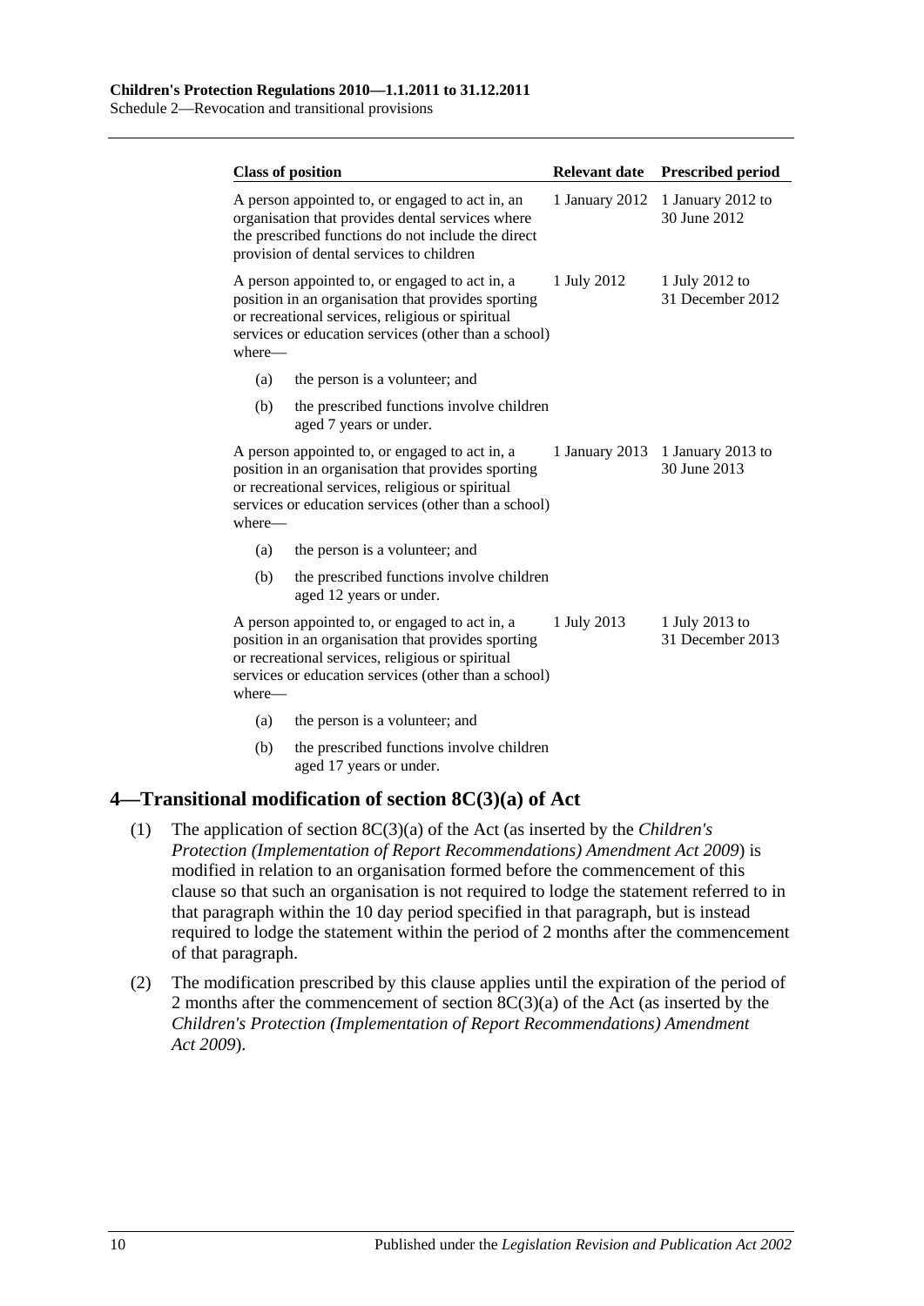| Class of position | Relevant date | Prescribed period |
|---|---|---|
| A person appointed to, or engaged to act in, an organisation that provides dental services where the prescribed functions do not include the direct provision of dental services to children | 1 January 2012 | 1 January 2012 to 30 June 2012 |
| A person appointed to, or engaged to act in, a position in an organisation that provides sporting or recreational services, religious or spiritual services or education services (other than a school) where—<br>(a) the person is a volunteer; and<br>(b) the prescribed functions involve children aged 7 years or under. | 1 July 2012 | 1 July 2012 to 31 December 2012 |
| A person appointed to, or engaged to act in, a position in an organisation that provides sporting or recreational services, religious or spiritual services or education services (other than a school) where—<br>(a) the person is a volunteer; and<br>(b) the prescribed functions involve children aged 12 years or under. | 1 January 2013 | 1 January 2013 to 30 June 2013 |
| A person appointed to, or engaged to act in, a position in an organisation that provides sporting or recreational services, religious or spiritual services or education services (other than a school) where—<br>(a) the person is a volunteer; and<br>(b) the prescribed functions involve children aged 17 years or under. | 1 July 2013 | 1 July 2013 to 31 December 2013 |

## 4—Transitional modification of section 8C(3)(a) of Act

(1) The application of section 8C(3)(a) of the Act (as inserted by the *Children's Protection (Implementation of Report Recommendations) Amendment Act 2009*) is modified in relation to an organisation formed before the commencement of this clause so that such an organisation is not required to lodge the statement referred to in that paragraph within the 10 day period specified in that paragraph, but is instead required to lodge the statement within the period of 2 months after the commencement of that paragraph.

(2) The modification prescribed by this clause applies until the expiration of the period of 2 months after the commencement of section 8C(3)(a) of the Act (as inserted by the *Children's Protection (Implementation of Report Recommendations) Amendment Act 2009*).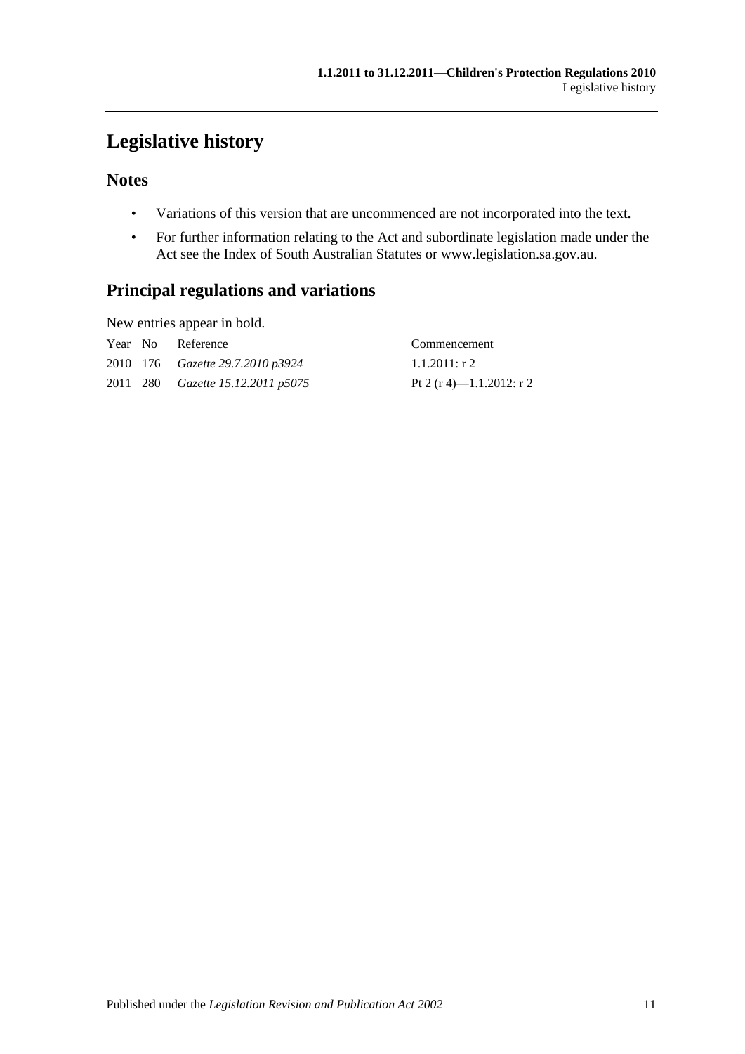# Legislative history

## Notes

- Variations of this version that are uncommenced are not incorporated into the text.
- For further information relating to the Act and subordinate legislation made under the Act see the Index of South Australian Statutes or www.legislation.sa.gov.au.

## Principal regulations and variations

New entries appear in bold.

| Year | No | Reference | Commencement |
|---|---|---|---|
| 2010 | 176 | *Gazette 29.7.2010 p3924* | 1.1.2011: r 2 |
| 2011 | 280 | *Gazette 15.12.2011 p5075* | Pt 2 (r 4)—1.1.2012: r 2 |